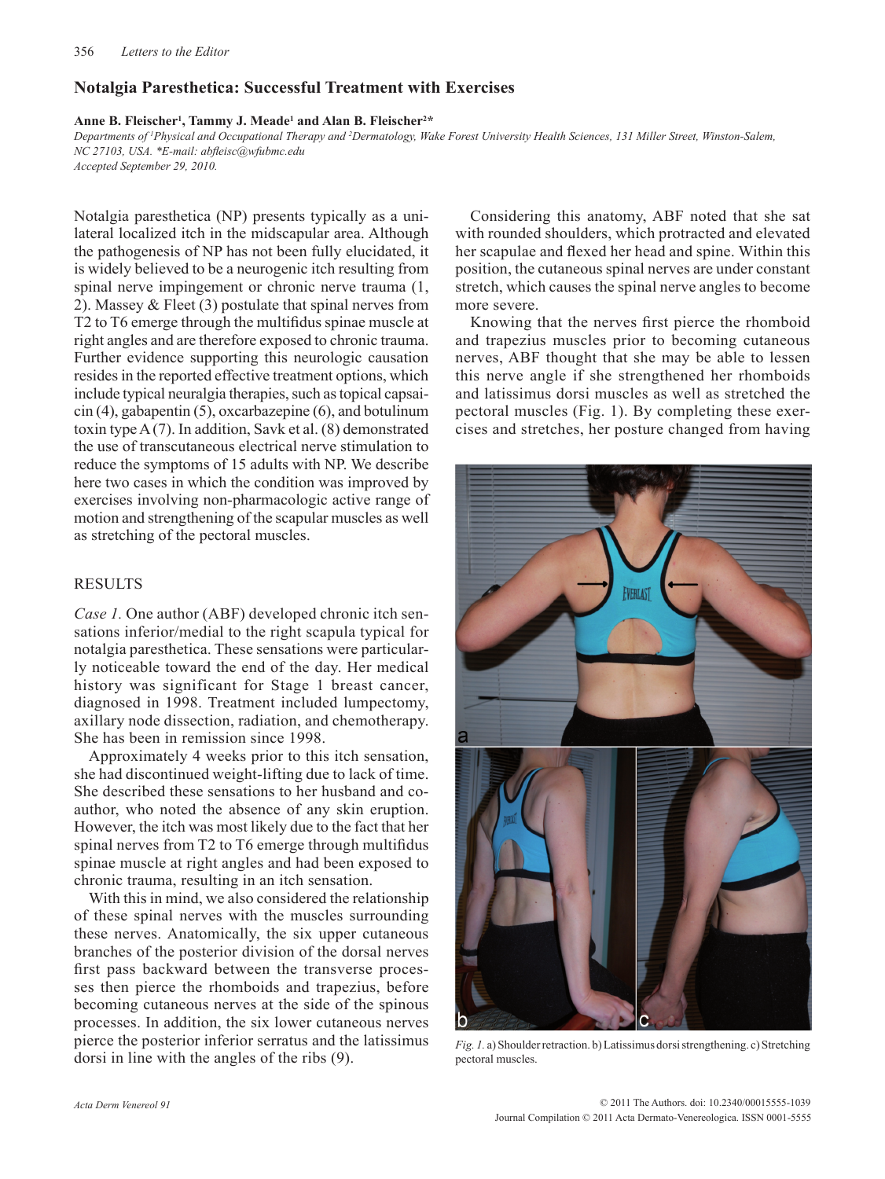## Notalgia Paresthetica: Successful Treatment with Exercises

**Anne B. Fleischer[1], Tammy J. Meade[1] and Alan B. Fleischer[2]***

*Departments of [1]Physical and Occupational Therapy and [2]Dermatology, Wake Forest University Health Sciences, 131 Miller Street, Winston-Salem, NC 27103, USA. *E-mail: abfleisc@wfubmc.edu*
*Accepted September 29, 2010.*

Notalgia paresthetica (NP) presents typically as a unilateral localized itch in the midscapular area. Although the pathogenesis of NP has not been fully elucidated, it is widely believed to be a neurogenic itch resulting from spinal nerve impingement or chronic nerve trauma (1, 2). Massey & Fleet (3) postulate that spinal nerves from T2 to T6 emerge through the multifidus spinae muscle at right angles and are therefore exposed to chronic trauma. Further evidence supporting this neurologic causation resides in the reported effective treatment options, which include typical neuralgia therapies, such as topical capsaicin (4), gabapentin (5), oxcarbazepine (6), and botulinum toxin type A (7). In addition, Savk et al. (8) demonstrated the use of transcutaneous electrical nerve stimulation to reduce the symptoms of 15 adults with NP. We describe here two cases in which the condition was improved by exercises involving non-pharmacologic active range of motion and strengthening of the scapular muscles as well as stretching of the pectoral muscles.

### RESULTS

*Case 1.* One author (ABF) developed chronic itch sensations inferior/medial to the right scapula typical for notalgia paresthetica. These sensations were particularly noticeable toward the end of the day. Her medical history was significant for Stage 1 breast cancer, diagnosed in 1998. Treatment included lumpectomy, axillary node dissection, radiation, and chemotherapy. She has been in remission since 1998.

Approximately 4 weeks prior to this itch sensation, she had discontinued weight-lifting due to lack of time. She described these sensations to her husband and co-author, who noted the absence of any skin eruption. However, the itch was most likely due to the fact that her spinal nerves from T2 to T6 emerge through multifidus spinae muscle at right angles and had been exposed to chronic trauma, resulting in an itch sensation.

With this in mind, we also considered the relationship of these spinal nerves with the muscles surrounding these nerves. Anatomically, the six upper cutaneous branches of the posterior division of the dorsal nerves first pass backward between the transverse processes then pierce the rhomboids and trapezius, before becoming cutaneous nerves at the side of the spinous processes. In addition, the six lower cutaneous nerves pierce the posterior inferior serratus and the latissimus dorsi in line with the angles of the ribs (9).

Considering this anatomy, ABF noted that she sat with rounded shoulders, which protracted and elevated her scapulae and flexed her head and spine. Within this position, the cutaneous spinal nerves are under constant stretch, which causes the spinal nerve angles to become more severe.

Knowing that the nerves first pierce the rhomboid and trapezius muscles prior to becoming cutaneous nerves, ABF thought that she may be able to lessen this nerve angle if she strengthened her rhomboids and latissimus dorsi muscles as well as stretched the pectoral muscles (Fig. 1). By completing these exercises and stretches, her posture changed from having

*Fig. 1.* a) Shoulder retraction. b) Latissimus dorsi strengthening. c) Stretching pectoral muscles.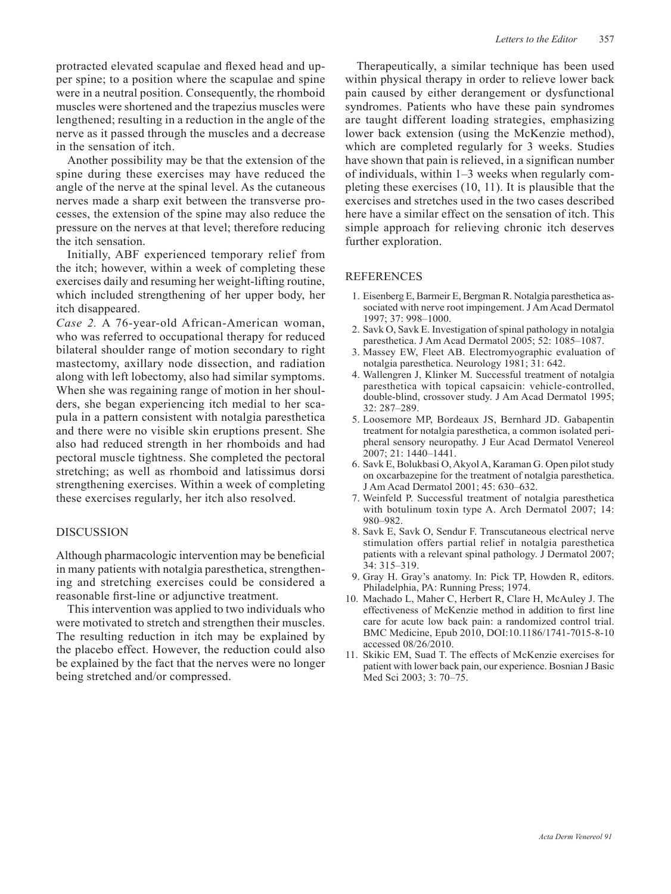protracted elevated scapulae and flexed head and upper spine; to a position where the scapulae and spine were in a neutral position. Consequently, the rhomboid muscles were shortened and the trapezius muscles were lengthened; resulting in a reduction in the angle of the nerve as it passed through the muscles and a decrease in the sensation of itch.

Another possibility may be that the extension of the spine during these exercises may have reduced the angle of the nerve at the spinal level. As the cutaneous nerves made a sharp exit between the transverse processes, the extension of the spine may also reduce the pressure on the nerves at that level; therefore reducing the itch sensation.

Initially, ABF experienced temporary relief from the itch; however, within a week of completing these exercises daily and resuming her weight-lifting routine, which included strengthening of her upper body, her itch disappeared.

*Case 2.* A 76-year-old African-American woman, who was referred to occupational therapy for reduced bilateral shoulder range of motion secondary to right mastectomy, axillary node dissection, and radiation along with left lobectomy, also had similar symptoms. When she was regaining range of motion in her shoulders, she began experiencing itch medial to her scapula in a pattern consistent with notalgia paresthetica and there were no visible skin eruptions present. She also had reduced strength in her rhomboids and had pectoral muscle tightness. She completed the pectoral stretching; as well as rhomboid and latissimus dorsi strengthening exercises. Within a week of completing these exercises regularly, her itch also resolved.

## DISCUSSION

Although pharmacologic intervention may be beneficial in many patients with notalgia paresthetica, strengthening and stretching exercises could be considered a reasonable first-line or adjunctive treatment.

This intervention was applied to two individuals who were motivated to stretch and strengthen their muscles. The resulting reduction in itch may be explained by the placebo effect. However, the reduction could also be explained by the fact that the nerves were no longer being stretched and/or compressed.

Therapeutically, a similar technique has been used within physical therapy in order to relieve lower back pain caused by either derangement or dysfunctional syndromes. Patients who have these pain syndromes are taught different loading strategies, emphasizing lower back extension (using the McKenzie method), which are completed regularly for 3 weeks. Studies have shown that pain is relieved, in a significan number of individuals, within 1–3 weeks when regularly completing these exercises (10, 11). It is plausible that the exercises and stretches used in the two cases described here have a similar effect on the sensation of itch. This simple approach for relieving chronic itch deserves further exploration.

## REFERENCES

1. Eisenberg E, Barmeir E, Bergman R. Notalgia paresthetica associated with nerve root impingement. J Am Acad Dermatol 1997; 37: 998–1000.
2. Savk O, Savk E. Investigation of spinal pathology in notalgia paresthetica. J Am Acad Dermatol 2005; 52: 1085–1087.
3. Massey EW, Fleet AB. Electromyographic evaluation of notalgia paresthetica. Neurology 1981; 31: 642.
4. Wallengren J, Klinker M. Successful treatment of notalgia paresthetica with topical capsaicin: vehicle-controlled, double-blind, crossover study. J Am Acad Dermatol 1995; 32: 287–289.
5. Loosemore MP, Bordeaux JS, Bernhard JD. Gabapentin treatment for notalgia paresthetica, a common isolated peripheral sensory neuropathy. J Eur Acad Dermatol Venereol 2007; 21: 1440–1441.
6. Savk E, Bolukbasi O, Akyol A, Karaman G. Open pilot study on oxcarbazepine for the treatment of notalgia paresthetica. J Am Acad Dermatol 2001; 45: 630–632.
7. Weinfeld P. Successful treatment of notalgia paresthetica with botulinum toxin type A. Arch Dermatol 2007; 14: 980–982.
8. Savk E, Savk O, Sendur F. Transcutaneous electrical nerve stimulation offers partial relief in notalgia paresthetica patients with a relevant spinal pathology. J Dermatol 2007; 34: 315–319.
9. Gray H. Gray's anatomy. In: Pick TP, Howden R, editors. Philadelphia, PA: Running Press; 1974.
10. Machado L, Maher C, Herbert R, Clare H, McAuley J. The effectiveness of McKenzie method in addition to first line care for acute low back pain: a randomized control trial. BMC Medicine, Epub 2010, DOI:10.1186/1741-7015-8-10 accessed 08/26/2010.
11. Skikic EM, Suad T. The effects of McKenzie exercises for patient with lower back pain, our experience. Bosnian J Basic Med Sci 2003; 3: 70–75.